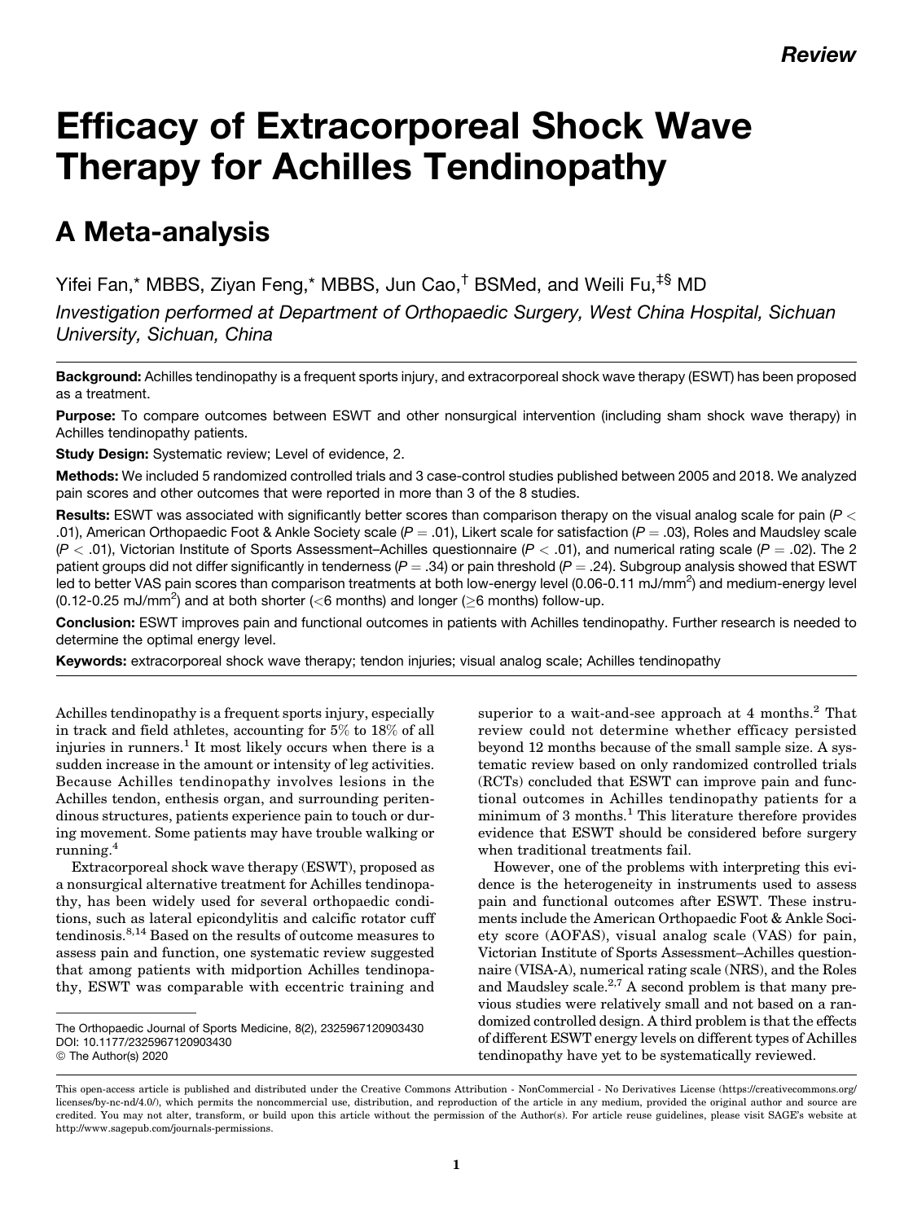Review

# Efficacy of Extracorporeal Shock Wave Therapy for Achilles Tendinopathy

## A Meta-analysis

Yifei Fan,[*] MBBS, Ziyan Feng,[*] MBBS, Jun Cao,[†] BSMed, and Weili Fu,[‡§] MD

*Investigation performed at Department of Orthopaedic Surgery, West China Hospital, Sichuan University, Sichuan, China*

**Background:** Achilles tendinopathy is a frequent sports injury, and extracorporeal shock wave therapy (ESWT) has been proposed as a treatment.

**Purpose:** To compare outcomes between ESWT and other nonsurgical intervention (including sham shock wave therapy) in Achilles tendinopathy patients.

**Study Design:** Systematic review; Level of evidence, 2.

**Methods:** We included 5 randomized controlled trials and 3 case-control studies published between 2005 and 2018. We analyzed pain scores and other outcomes that were reported in more than 3 of the 8 studies.

**Results:** ESWT was associated with significantly better scores than comparison therapy on the visual analog scale for pain ($P < .01$), American Orthopaedic Foot & Ankle Society scale ($P = .01$), Likert scale for satisfaction ($P = .03$), Roles and Maudsley scale ($P < .01$), Victorian Institute of Sports Assessment–Achilles questionnaire ($P < .01$), and numerical rating scale ($P = .02$). The 2 patient groups did not differ significantly in tenderness ($P = .34$) or pain threshold ($P = .24$). Subgroup analysis showed that ESWT led to better VAS pain scores than comparison treatments at both low-energy level (0.06-0.11 $mJ/mm^2$) and medium-energy level (0.12-0.25 $mJ/mm^2$) and at both shorter (<6 months) and longer ($\geq$6 months) follow-up.

**Conclusion:** ESWT improves pain and functional outcomes in patients with Achilles tendinopathy. Further research is needed to determine the optimal energy level.

**Keywords:** extracorporeal shock wave therapy; tendon injuries; visual analog scale; Achilles tendinopathy

Achilles tendinopathy is a frequent sports injury, especially in track and field athletes, accounting for 5% to 18% of all injuries in runners.[1] It most likely occurs when there is a sudden increase in the amount or intensity of leg activities. Because Achilles tendinopathy involves lesions in the Achilles tendon, enthesis organ, and surrounding peritendinous structures, patients experience pain to touch or during movement. Some patients may have trouble walking or running.[4]

Extracorporeal shock wave therapy (ESWT), proposed as a nonsurgical alternative treatment for Achilles tendinopathy, has been widely used for several orthopaedic conditions, such as lateral epicondylitis and calcific rotator cuff tendinosis.[8,14] Based on the results of outcome measures to assess pain and function, one systematic review suggested that among patients with midportion Achilles tendinopathy, ESWT was comparable with eccentric training and superior to a wait-and-see approach at 4 months.[2] That review could not determine whether efficacy persisted beyond 12 months because of the small sample size. A systematic review based on only randomized controlled trials (RCTs) concluded that ESWT can improve pain and functional outcomes in Achilles tendinopathy patients for a minimum of 3 months.[1] This literature therefore provides evidence that ESWT should be considered before surgery when traditional treatments fail.

However, one of the problems with interpreting this evidence is the heterogeneity in instruments used to assess pain and functional outcomes after ESWT. These instruments include the American Orthopaedic Foot & Ankle Society score (AOFAS), visual analog scale (VAS) for pain, Victorian Institute of Sports Assessment–Achilles questionnaire (VISA-A), numerical rating scale (NRS), and the Roles and Maudsley scale.[2,7] A second problem is that many previous studies were relatively small and not based on a randomized controlled design. A third problem is that the effects of different ESWT energy levels on different types of Achilles tendinopathy have yet to be systematically reviewed.

The Orthopaedic Journal of Sports Medicine, 8(2), 2325967120903430
DOI: 10.1177/2325967120903430
© The Author(s) 2020

This open-access article is published and distributed under the Creative Commons Attribution - NonCommercial - No Derivatives License (https://creativecommons.org/licenses/by-nc-nd/4.0/), which permits the noncommercial use, distribution, and reproduction of the article in any medium, provided the original author and source are credited. You may not alter, transform, or build upon this article without the permission of the Author(s). For article reuse guidelines, please visit SAGE's website at http://www.sagepub.com/journals-permissions.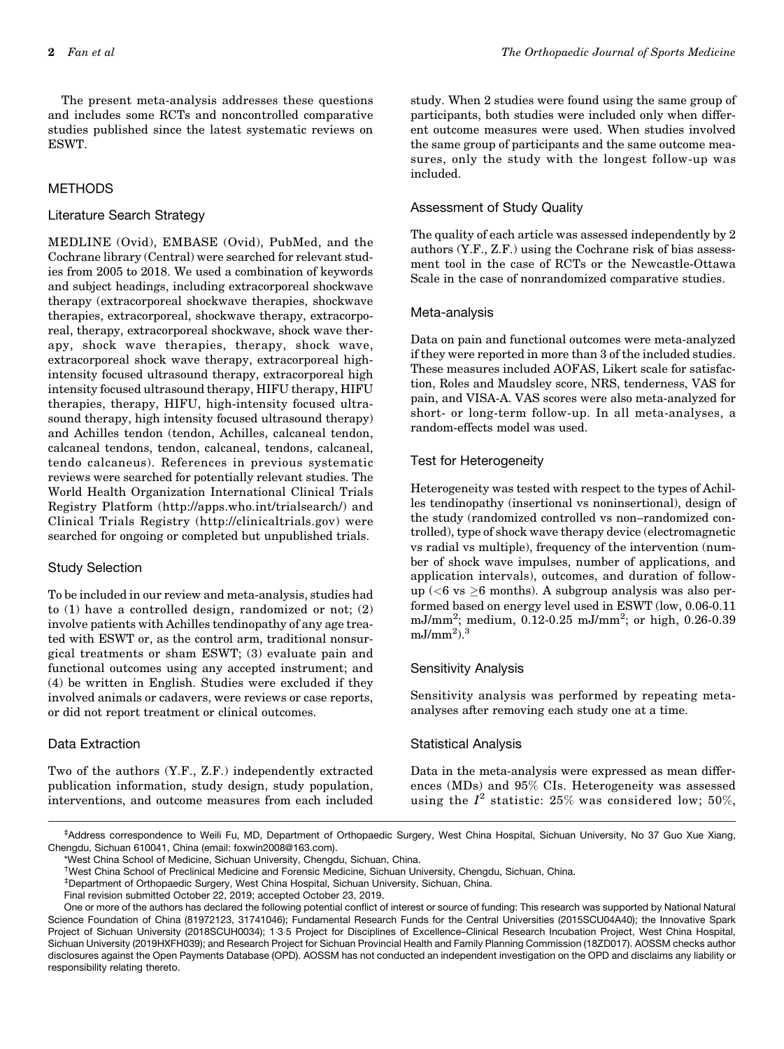The present meta-analysis addresses these questions and includes some RCTs and noncontrolled comparative studies published since the latest systematic reviews on ESWT.

## METHODS

### Literature Search Strategy

MEDLINE (Ovid), EMBASE (Ovid), PubMed, and the Cochrane library (Central) were searched for relevant studies from 2005 to 2018. We used a combination of keywords and subject headings, including extracorporeal shockwave therapy (extracorporeal shockwave therapies, shockwave therapies, extracorporeal, shockwave therapy, extracorporeal, therapy, extracorporeal shockwave, shock wave therapy, shock wave therapies, therapy, shock wave, extracorporeal shock wave therapy, extracorporeal high-intensity focused ultrasound therapy, extracorporeal high intensity focused ultrasound therapy, HIFU therapy, HIFU therapies, therapy, HIFU, high-intensity focused ultrasound therapy, high intensity focused ultrasound therapy) and Achilles tendon (tendon, Achilles, calcaneal tendon, calcaneal tendons, tendon, calcaneal, tendons, calcaneal, tendo calcaneus). References in previous systematic reviews were searched for potentially relevant studies. The World Health Organization International Clinical Trials Registry Platform (http://apps.who.int/trialsearch/) and Clinical Trials Registry (http://clinicaltrials.gov) were searched for ongoing or completed but unpublished trials.

### Study Selection

To be included in our review and meta-analysis, studies had to (1) have a controlled design, randomized or not; (2) involve patients with Achilles tendinopathy of any age treated with ESWT or, as the control arm, traditional nonsurgical treatments or sham ESWT; (3) evaluate pain and functional outcomes using any accepted instrument; and (4) be written in English. Studies were excluded if they involved animals or cadavers, were reviews or case reports, or did not report treatment or clinical outcomes.

### Data Extraction

Two of the authors (Y.F., Z.F.) independently extracted publication information, study design, study population, interventions, and outcome measures from each included study. When 2 studies were found using the same group of participants, both studies were included only when different outcome measures were used. When studies involved the same group of participants and the same outcome measures, only the study with the longest follow-up was included.

### Assessment of Study Quality

The quality of each article was assessed independently by 2 authors (Y.F., Z.F.) using the Cochrane risk of bias assessment tool in the case of RCTs or the Newcastle-Ottawa Scale in the case of nonrandomized comparative studies.

### Meta-analysis

Data on pain and functional outcomes were meta-analyzed if they were reported in more than 3 of the included studies. These measures included AOFAS, Likert scale for satisfaction, Roles and Maudsley score, NRS, tenderness, VAS for pain, and VISA-A. VAS scores were also meta-analyzed for short- or long-term follow-up. In all meta-analyses, a random-effects model was used.

### Test for Heterogeneity

Heterogeneity was tested with respect to the types of Achilles tendinopathy (insertional vs noninsertional), design of the study (randomized controlled vs non–randomized controlled), type of shock wave therapy device (electromagnetic vs radial vs multiple), frequency of the intervention (number of shock wave impulses, number of applications, and application intervals), outcomes, and duration of follow-up (<6 vs ≥6 months). A subgroup analysis was also performed based on energy level used in ESWT (low, 0.06-0.11 mJ/mm$^2$; medium, 0.12-0.25 mJ/mm$^2$; or high, 0.26-0.39 mJ/mm$^2$).[3]

### Sensitivity Analysis

Sensitivity analysis was performed by repeating meta-analyses after removing each study one at a time.

### Statistical Analysis

Data in the meta-analysis were expressed as mean differences (MDs) and 95% CIs. Heterogeneity was assessed using the $I^2$ statistic: 25% was considered low; 50%,

---

‡Address correspondence to Weili Fu, MD, Department of Orthopaedic Surgery, West China Hospital, Sichuan University, No 37 Guo Xue Xiang, Chengdu, Sichuan 610041, China (email: foxwin2008@163.com).

*West China School of Medicine, Sichuan University, Chengdu, Sichuan, China.

†West China School of Preclinical Medicine and Forensic Medicine, Sichuan University, Chengdu, Sichuan, China.

‡Department of Orthopaedic Surgery, West China Hospital, Sichuan University, Sichuan, China.

Final revision submitted October 22, 2019; accepted October 23, 2019.

One or more of the authors has declared the following potential conflict of interest or source of funding: This research was supported by National Natural Science Foundation of China (81972123, 31741046); Fundamental Research Funds for the Central Universities (2015SCU04A40); the Innovative Spark Project of Sichuan University (2018SCUH0034); 1·3·5 Project for Disciplines of Excellence–Clinical Research Incubation Project, West China Hospital, Sichuan University (2019HXFH039); and Research Project for Sichuan Provincial Health and Family Planning Commission (18ZD017). AOSSM checks author disclosures against the Open Payments Database (OPD). AOSSM has not conducted an independent investigation on the OPD and disclaims any liability or responsibility relating thereto.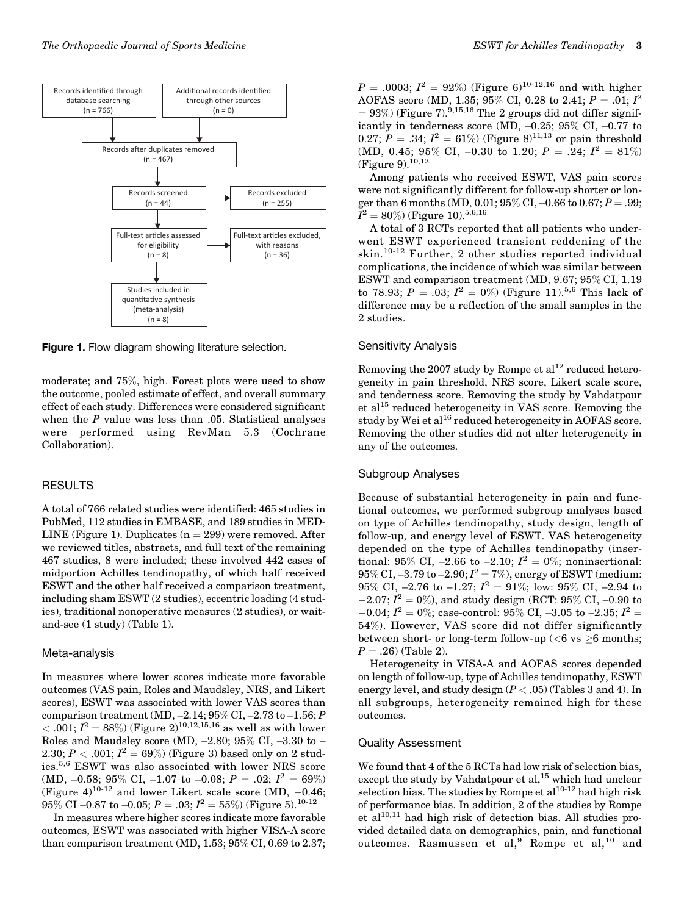Records identified through database searching (n = 766)

Additional records identified through other sources (n = 0)

Records after duplicates removed (n = 467)

Records screened (n = 44)

Records excluded (n = 255)

Full-text articles assessed for eligibility (n = 8)

Full-text articles excluded, with reasons (n = 36)

Studies included in quantitative synthesis (meta-analysis) (n = 8)

**Figure 1.** Flow diagram showing literature selection.

moderate; and 75%, high. Forest plots were used to show the outcome, pooled estimate of effect, and overall summary effect of each study. Differences were considered significant when the $P$ value was less than .05. Statistical analyses were performed using RevMan 5.3 (Cochrane Collaboration).

## RESULTS

A total of 766 related studies were identified: 465 studies in PubMed, 112 studies in EMBASE, and 189 studies in MEDLINE (Figure 1). Duplicates (n = 299) were removed. After we reviewed titles, abstracts, and full text of the remaining 467 studies, 8 were included; these involved 442 cases of midportion Achilles tendinopathy, of which half received ESWT and the other half received a comparison treatment, including sham ESWT (2 studies), eccentric loading (4 studies), traditional nonoperative measures (2 studies), or wait-and-see (1 study) (Table 1).

### Meta-analysis

In measures where lower scores indicate more favorable outcomes (VAS pain, Roles and Maudsley, NRS, and Likert scores), ESWT was associated with lower VAS scores than comparison treatment (MD, –2.14; 95% CI, –2.73 to –1.56; $P < .001$; $I^2 = 88\%$) (Figure 2)[10,12,15,16] as well as with lower Roles and Maudsley score (MD, –2.80; 95% CI, –3.30 to –2.30; $P < .001$; $I^2 = 69\%$) (Figure 3) based only on 2 studies.[5,6] ESWT was also associated with lower NRS score (MD, –0.58; 95% CI, –1.07 to –0.08; $P = .02$; $I^2 = 69\%$) (Figure 4)[10-12] and lower Likert scale score (MD, –0.46; 95% CI –0.87 to –0.05; $P = .03$; $I^2 = 55\%$) (Figure 5).[10-12]

In measures where higher scores indicate more favorable outcomes, ESWT was associated with higher VISA-A score than comparison treatment (MD, 1.53; 95% CI, 0.69 to 2.37; $P = .0003$; $I^2 = 92\%$) (Figure 6)[10-12,16] and with higher AOFAS score (MD, 1.35; 95% CI, 0.28 to 2.41; $P = .01$; $I^2 = 93\%$) (Figure 7).[9,15,16] The 2 groups did not differ significantly in tenderness score (MD, –0.25; 95% CI, –0.77 to 0.27; $P = .34$; $I^2 = 61\%$) (Figure 8)[11,13] or pain threshold (MD, 0.45; 95% CI, –0.30 to 1.20; $P = .24$; $I^2 = 81\%$) (Figure 9).[10,12]

Among patients who received ESWT, VAS pain scores were not significantly different for follow-up shorter or longer than 6 months (MD, 0.01; 95% CI, –0.66 to 0.67; $P = .99$; $I^2 = 80\%$) (Figure 10).[5,6,16]

A total of 3 RCTs reported that all patients who underwent ESWT experienced transient reddening of the skin.[10-12] Further, 2 other studies reported individual complications, the incidence of which was similar between ESWT and comparison treatment (MD, 9.67; 95% CI, 1.19 to 78.93; $P = .03$; $I^2 = 0\%$) (Figure 11).[5,6] This lack of difference may be a reflection of the small samples in the 2 studies.

### Sensitivity Analysis

Removing the 2007 study by Rompe et al[12] reduced heterogeneity in pain threshold, NRS score, Likert scale score, and tenderness score. Removing the study by Vahdatpour et al[15] reduced heterogeneity in VAS score. Removing the study by Wei et al[16] reduced heterogeneity in AOFAS score. Removing the other studies did not alter heterogeneity in any of the outcomes.

### Subgroup Analyses

Because of substantial heterogeneity in pain and functional outcomes, we performed subgroup analyses based on type of Achilles tendinopathy, study design, length of follow-up, and energy level of ESWT. VAS heterogeneity depended on the type of Achilles tendinopathy (insertional: 95% CI, –2.66 to –2.10; $I^2 = 0\%$; noninsertional: 95% CI, –3.79 to –2.90; $I^2 = 7\%$), energy of ESWT (medium: 95% CI, –2.76 to –1.27; $I^2 = 91\%$; low: 95% CI, –2.94 to –2.07; $I^2 = 0\%$), and study design (RCT: 95% CI, –0.90 to –0.04; $I^2 = 0\%$; case-control: 95% CI, –3.05 to –2.35; $I^2 = 54\%$). However, VAS score did not differ significantly between short- or long-term follow-up (<6 vs ≥6 months; $P = .26$) (Table 2).

Heterogeneity in VISA-A and AOFAS scores depended on length of follow-up, type of Achilles tendinopathy, ESWT energy level, and study design ($P < .05$) (Tables 3 and 4). In all subgroups, heterogeneity remained high for these outcomes.

### Quality Assessment

We found that 4 of the 5 RCTs had low risk of selection bias, except the study by Vahdatpour et al,[15] which had unclear selection bias. The studies by Rompe et al[10-12] had high risk of performance bias. In addition, 2 of the studies by Rompe et al[10,11] had high risk of detection bias. All studies provided detailed data on demographics, pain, and functional outcomes. Rasmussen et al,[9] Rompe et al,[10] and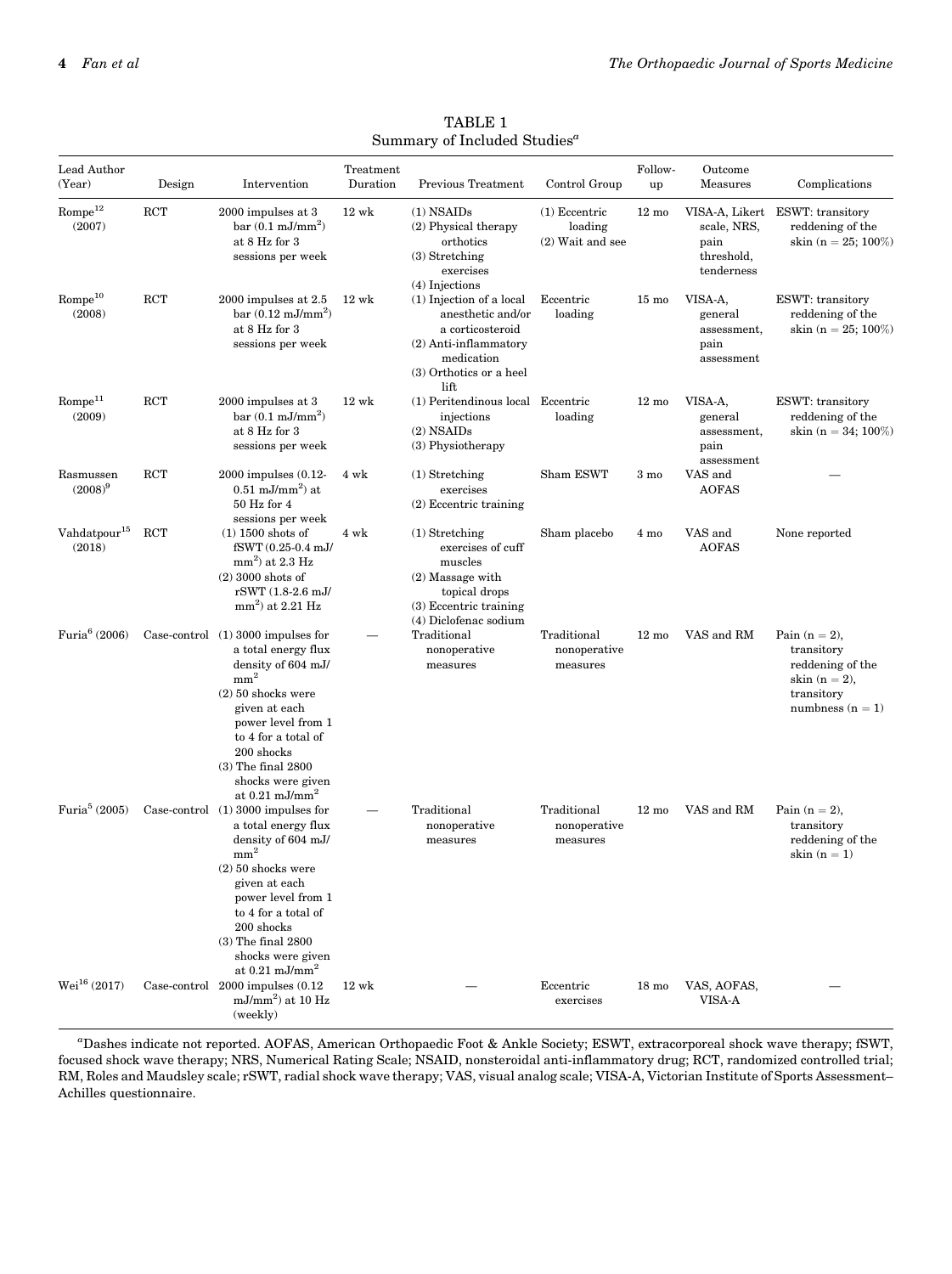TABLE 1
Summary of Included Studies[a]

| Lead Author (Year) | Design | Intervention | Treatment Duration | Previous Treatment | Control Group | Follow-up | Outcome Measures | Complications |
|---|---|---|---|---|---|---|---|---|
| Rompe[12] (2007) | RCT | 2000 impulses at 3 bar (0.1 mJ/mm$^2$) at 8 Hz for 3 sessions per week | 12 wk | (1) NSAIDs (2) Physical therapy orthotics (3) Stretching exercises (4) Injections | (1) Eccentric loading (2) Wait and see | 12 mo | VISA-A, Likert scale, NRS, pain threshold, tenderness | ESWT: transitory reddening of the skin (n = 25; 100%) |
| Rompe[10] (2008) | RCT | 2000 impulses at 2.5 bar (0.12 mJ/mm$^2$) at 8 Hz for 3 sessions per week | 12 wk | (1) Injection of a local anesthetic and/or a corticosteroid (2) Anti-inflammatory medication (3) Orthotics or a heel lift | Eccentric loading | 15 mo | VISA-A, general assessment, pain assessment | ESWT: transitory reddening of the skin (n = 25; 100%) |
| Rompe[11] (2009) | RCT | 2000 impulses at 3 bar (0.1 mJ/mm$^2$) at 8 Hz for 3 sessions per week | 12 wk | (1) Peritendinous local injections (2) NSAIDs (3) Physiotherapy | Eccentric loading | 12 mo | VISA-A, general assessment, pain assessment | ESWT: transitory reddening of the skin (n = 34; 100%) |
| Rasmussen (2008)[9] | RCT | 2000 impulses (0.12-0.51 mJ/mm$^2$) at 50 Hz for 4 sessions per week | 4 wk | (1) Stretching exercises (2) Eccentric training | Sham ESWT | 3 mo | VAS and AOFAS | — |
| Vahdatpour[15] (2018) | RCT | (1) 1500 shots of fSWT (0.25-0.4 mJ/mm$^2$) at 2.3 Hz (2) 3000 shots of rSWT (1.8-2.6 mJ/mm$^2$) at 2.21 Hz | 4 wk | (1) Stretching exercises of cuff muscles (2) Massage with topical drops (3) Eccentric training (4) Diclofenac sodium | Sham placebo | 4 mo | VAS and AOFAS | None reported |
| Furia[6] (2006) | Case-control | (1) 3000 impulses for a total energy flux density of 604 mJ/mm$^2$ (2) 50 shocks were given at each power level from 1 to 4 for a total of 200 shocks (3) The final 2800 shocks were given at 0.21 mJ/mm$^2$ | — | Traditional nonoperative measures | Traditional nonoperative measures | 12 mo | VAS and RM | Pain (n = 2), transitory reddening of the skin (n = 2), transitory numbness (n = 1) |
| Furia[5] (2005) | Case-control | (1) 3000 impulses for a total energy flux density of 604 mJ/mm$^2$ (2) 50 shocks were given at each power level from 1 to 4 for a total of 200 shocks (3) The final 2800 shocks were given at 0.21 mJ/mm$^2$ | — | Traditional nonoperative measures | Traditional nonoperative measures | 12 mo | VAS and RM | Pain (n = 2), transitory reddening of the skin (n = 1) |
| Wei[16] (2017) | Case-control | 2000 impulses (0.12 mJ/mm$^2$) at 10 Hz (weekly) | 12 wk | — | Eccentric exercises | 18 mo | VAS, AOFAS, VISA-A | — |

[a]Dashes indicate not reported. AOFAS, American Orthopaedic Foot & Ankle Society; ESWT, extracorporeal shock wave therapy; fSWT, focused shock wave therapy; NRS, Numerical Rating Scale; NSAID, nonsteroidal anti-inflammatory drug; RCT, randomized controlled trial; RM, Roles and Maudsley scale; rSWT, radial shock wave therapy; VAS, visual analog scale; VISA-A, Victorian Institute of Sports Assessment–Achilles questionnaire.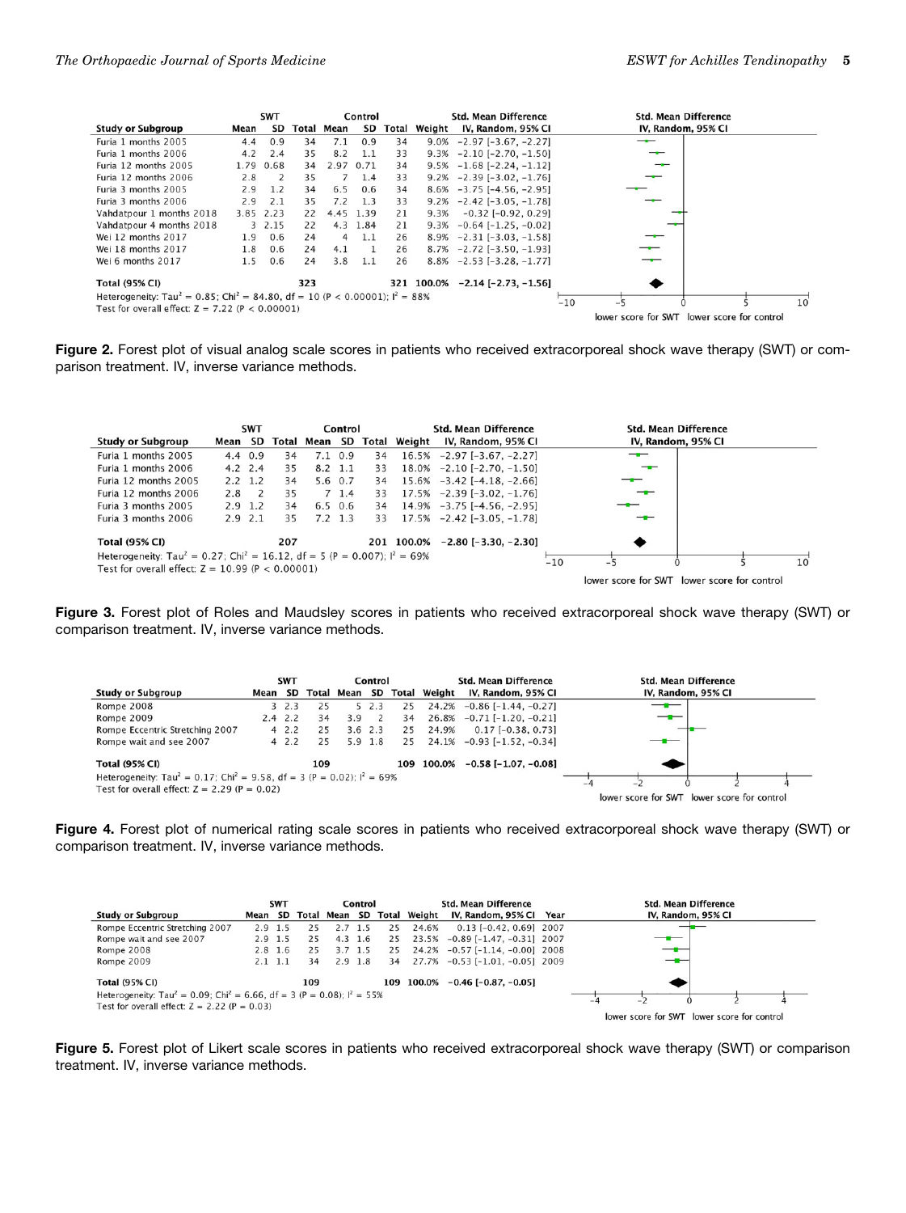| Study or Subgroup | SWT Mean | SWT SD | SWT Total | Control Mean | Control SD | Control Total | Weight | Std. Mean Difference IV, Random, 95% CI |
|---|---|---|---|---|---|---|---|---|
| Furia 1 months 2005 | 4.4 | 0.9 | 34 | 7.1 | 0.9 | 34 | 9.0% | −2.97 [−3.67, −2.27] |
| Furia 1 months 2006 | 4.2 | 2.4 | 35 | 8.2 | 1.1 | 33 | 9.3% | −2.10 [−2.70, −1.50] |
| Furia 12 months 2005 | 1.79 | 0.68 | 34 | 2.97 | 0.71 | 34 | 9.5% | −1.68 [−2.24, −1.12] |
| Furia 12 months 2006 | 2.8 | 2 | 35 | 7 | 1.4 | 33 | 9.2% | −2.39 [−3.02, −1.76] |
| Furia 3 months 2005 | 2.9 | 1.2 | 34 | 6.5 | 0.6 | 34 | 8.6% | −3.75 [−4.56, −2.95] |
| Furia 3 months 2006 | 2.9 | 2.1 | 35 | 7.2 | 1.3 | 33 | 9.2% | −2.42 [−3.05, −1.78] |
| Vahdatpour 1 months 2018 | 3.85 | 2.23 | 22 | 4.45 | 1.39 | 21 | 9.3% | −0.32 [−0.92, 0.29] |
| Vahdatpour 4 months 2018 | 3 | 2.15 | 22 | 4.3 | 1.84 | 21 | 9.3% | −0.64 [−1.25, −0.02] |
| Wei 12 months 2017 | 1.9 | 0.6 | 24 | 4 | 1.1 | 26 | 8.9% | −2.31 [−3.03, −1.58] |
| Wei 18 months 2017 | 1.8 | 0.6 | 24 | 4.1 | 1 | 26 | 8.7% | −2.72 [−3.50, −1.93] |
| Wei 6 months 2017 | 1.5 | 0.6 | 24 | 3.8 | 1.1 | 26 | 8.8% | −2.53 [−3.28, −1.77] |
| **Total (95% CI)** | | | **323** | | | **321** | **100.0%** | **−2.14 [−2.73, −1.56]** |

Heterogeneity: $Tau^2 = 0.85$; $Chi^2 = 84.80$, df = 10 ($P < 0.00001$); $I^2 = 88\%$
Test for overall effect: $Z = 7.22$ ($P < 0.00001$)

lower score for SWT | lower score for control

**Figure 2.** Forest plot of visual analog scale scores in patients who received extracorporeal shock wave therapy (SWT) or comparison treatment. IV, inverse variance methods.

| Study or Subgroup | SWT Mean | SWT SD | SWT Total | Control Mean | Control SD | Control Total | Weight | Std. Mean Difference IV, Random, 95% CI |
|---|---|---|---|---|---|---|---|---|
| Furia 1 months 2005 | 4.4 | 0.9 | 34 | 7.1 | 0.9 | 34 | 16.5% | −2.97 [−3.67, −2.27] |
| Furia 1 months 2006 | 4.2 | 2.4 | 35 | 8.2 | 1.1 | 33 | 18.0% | −2.10 [−2.70, −1.50] |
| Furia 12 months 2005 | 2.2 | 1.2 | 34 | 5.6 | 0.7 | 34 | 15.6% | −3.42 [−4.18, −2.66] |
| Furia 12 months 2006 | 2.8 | 2 | 35 | 7 | 1.4 | 33 | 17.5% | −2.39 [−3.02, −1.76] |
| Furia 3 months 2005 | 2.9 | 1.2 | 34 | 6.5 | 0.6 | 34 | 14.9% | −3.75 [−4.56, −2.95] |
| Furia 3 months 2006 | 2.9 | 2.1 | 35 | 7.2 | 1.3 | 33 | 17.5% | −2.42 [−3.05, −1.78] |
| **Total (95% CI)** | | | **207** | | | **201** | **100.0%** | **−2.80 [−3.30, −2.30]** |

Heterogeneity: $Tau^2 = 0.27$; $Chi^2 = 16.12$, df = 5 ($P = 0.007$); $I^2 = 69\%$
Test for overall effect: $Z = 10.99$ ($P < 0.00001$)

lower score for SWT | lower score for control

**Figure 3.** Forest plot of Roles and Maudsley scores in patients who received extracorporeal shock wave therapy (SWT) or comparison treatment. IV, inverse variance methods.

| Study or Subgroup | SWT Mean | SWT SD | SWT Total | Control Mean | Control SD | Control Total | Weight | Std. Mean Difference IV, Random, 95% CI |
|---|---|---|---|---|---|---|---|---|
| Rompe 2008 | 3 | 2.3 | 25 | 5 | 2.3 | 25 | 24.2% | −0.86 [−1.44, −0.27] |
| Rompe 2009 | 2.4 | 2.2 | 34 | 3.9 | 2 | 34 | 26.8% | −0.71 [−1.20, −0.21] |
| Rompe Eccentric Stretching 2007 | 4 | 2.2 | 25 | 3.6 | 2.3 | 25 | 24.9% | 0.17 [−0.38, 0.73] |
| Rompe wait and see 2007 | 4 | 2.2 | 25 | 5.9 | 1.8 | 25 | 24.1% | −0.93 [−1.52, −0.34] |
| **Total (95% CI)** | | | **109** | | | **109** | **100.0%** | **−0.58 [−1.07, −0.08]** |

Heterogeneity: $Tau^2 = 0.17$; $Chi^2 = 9.58$, df = 3 ($P = 0.02$); $I^2 = 69\%$
Test for overall effect: $Z = 2.29$ ($P = 0.02$)

lower score for SWT | lower score for control

**Figure 4.** Forest plot of numerical rating scale scores in patients who received extracorporeal shock wave therapy (SWT) or comparison treatment. IV, inverse variance methods.

| Study or Subgroup | SWT Mean | SWT SD | SWT Total | Control Mean | Control SD | Control Total | Weight | Std. Mean Difference IV, Random, 95% CI | Year |
|---|---|---|---|---|---|---|---|---|---|
| Rompe Eccentric Stretching 2007 | 2.9 | 1.5 | 25 | 2.7 | 1.5 | 25 | 24.6% | 0.13 [−0.42, 0.69] | 2007 |
| Rompe wait and see 2007 | 2.9 | 1.5 | 25 | 4.3 | 1.6 | 25 | 23.5% | −0.89 [−1.47, −0.31] | 2007 |
| Rompe 2008 | 2.8 | 1.6 | 25 | 3.7 | 1.5 | 25 | 24.2% | −0.57 [−1.14, −0.00] | 2008 |
| Rompe 2009 | 2.1 | 1.1 | 34 | 2.9 | 1.8 | 34 | 27.7% | −0.53 [−1.01, −0.05] | 2009 |
| **Total (95% CI)** | | | **109** | | | **109** | **100.0%** | **−0.46 [−0.87, −0.05]** | |

Heterogeneity: $Tau^2 = 0.09$; $Chi^2 = 6.66$, df = 3 ($P = 0.08$); $I^2 = 55\%$
Test for overall effect: $Z = 2.22$ ($P = 0.03$)

lower score for SWT | lower score for control

**Figure 5.** Forest plot of Likert scale scores in patients who received extracorporeal shock wave therapy (SWT) or comparison treatment. IV, inverse variance methods.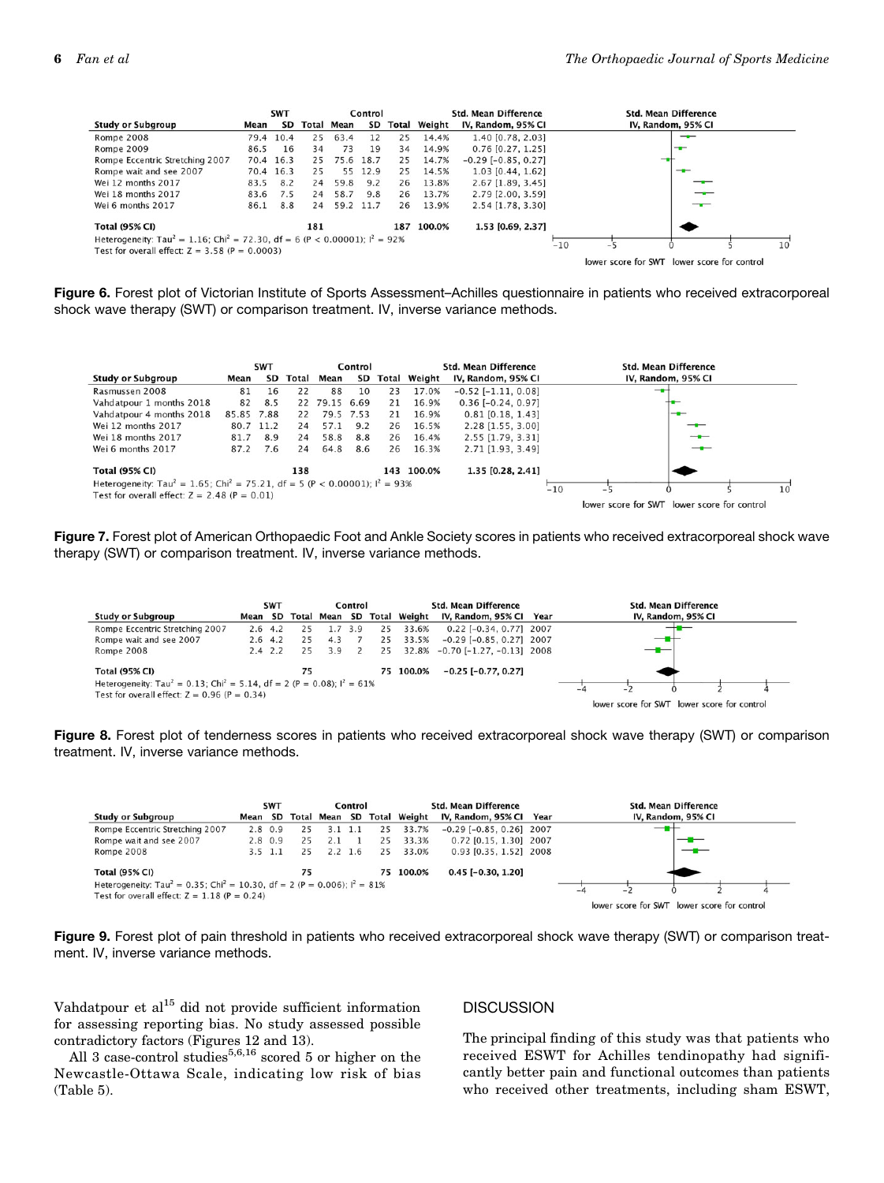| Study or Subgroup | SWT Mean | SWT SD | SWT Total | Control Mean | Control SD | Control Total | Weight | Std. Mean Difference IV, Random, 95% CI |
|---|---|---|---|---|---|---|---|---|
| Rompe 2008 | 79.4 | 10.4 | 25 | 63.4 | 12 | 25 | 14.4% | 1.40 [0.78, 2.03] |
| Rompe 2009 | 86.5 | 16 | 34 | 73 | 19 | 34 | 14.9% | 0.76 [0.27, 1.25] |
| Rompe Eccentric Stretching 2007 | 70.4 | 16.3 | 25 | 75.6 | 18.7 | 25 | 14.7% | −0.29 [−0.85, 0.27] |
| Rompe wait and see 2007 | 70.4 | 16.3 | 25 | 55 | 12.9 | 25 | 14.5% | 1.03 [0.44, 1.62] |
| Wei 12 months 2017 | 83.5 | 8.2 | 24 | 59.8 | 9.2 | 26 | 13.8% | 2.67 [1.89, 3.45] |
| Wei 18 months 2017 | 83.6 | 7.5 | 24 | 58.7 | 9.8 | 26 | 13.7% | 2.79 [2.00, 3.59] |
| Wei 6 months 2017 | 86.1 | 8.8 | 24 | 59.2 | 11.7 | 26 | 13.9% | 2.54 [1.78, 3.30] |
| **Total (95% CI)** | | | **181** | | | **187** | **100.0%** | **1.53 [0.69, 2.37]** |

Heterogeneity: $Tau^2 = 1.16$; $Chi^2 = 72.30$, $df = 6$ ($P < 0.00001$); $I^2 = 92\%$
Test for overall effect: $Z = 3.58$ ($P = 0.0003$)

**Figure 6.** Forest plot of Victorian Institute of Sports Assessment–Achilles questionnaire in patients who received extracorporeal shock wave therapy (SWT) or comparison treatment. IV, inverse variance methods.

| Study or Subgroup | SWT Mean | SWT SD | SWT Total | Control Mean | Control SD | Control Total | Weight | Std. Mean Difference IV, Random, 95% CI |
|---|---|---|---|---|---|---|---|---|
| Rasmussen 2008 | 81 | 16 | 22 | 88 | 10 | 23 | 17.0% | −0.52 [−1.11, 0.08] |
| Vahdatpour 1 months 2018 | 82 | 8.5 | 22 | 79.15 | 6.69 | 21 | 16.9% | 0.36 [−0.24, 0.97] |
| Vahdatpour 4 months 2018 | 85.85 | 7.88 | 22 | 79.5 | 7.53 | 21 | 16.9% | 0.81 [0.18, 1.43] |
| Wei 12 months 2017 | 80.7 | 11.2 | 24 | 57.1 | 9.2 | 26 | 16.5% | 2.28 [1.55, 3.00] |
| Wei 18 months 2017 | 81.7 | 8.9 | 24 | 58.8 | 8.8 | 26 | 16.4% | 2.55 [1.79, 3.31] |
| Wei 6 months 2017 | 87.2 | 7.6 | 24 | 64.8 | 8.6 | 26 | 16.3% | 2.71 [1.93, 3.49] |
| **Total (95% CI)** | | | **138** | | | **143** | **100.0%** | **1.35 [0.28, 2.41]** |

Heterogeneity: $Tau^2 = 1.65$; $Chi^2 = 75.21$, $df = 5$ ($P < 0.00001$); $I^2 = 93\%$
Test for overall effect: $Z = 2.48$ ($P = 0.01$)

**Figure 7.** Forest plot of American Orthopaedic Foot and Ankle Society scores in patients who received extracorporeal shock wave therapy (SWT) or comparison treatment. IV, inverse variance methods.

| Study or Subgroup | SWT Mean | SWT SD | SWT Total | Control Mean | Control SD | Control Total | Weight | Std. Mean Difference IV, Random, 95% CI | Year |
|---|---|---|---|---|---|---|---|---|---|
| Rompe Eccentric Stretching 2007 | 2.6 | 4.2 | 25 | 1.7 | 3.9 | 25 | 33.6% | 0.22 [−0.34, 0.77] | 2007 |
| Rompe wait and see 2007 | 2.6 | 4.2 | 25 | 4.3 | 7 | 25 | 33.5% | −0.29 [−0.85, 0.27] | 2007 |
| Rompe 2008 | 2.4 | 2.2 | 25 | 3.9 | 2 | 25 | 32.8% | −0.70 [−1.27, −0.13] | 2008 |
| **Total (95% CI)** | | | **75** | | | **75** | **100.0%** | **−0.25 [−0.77, 0.27]** | |

Heterogeneity: $Tau^2 = 0.13$; $Chi^2 = 5.14$, $df = 2$ ($P = 0.08$); $I^2 = 61\%$
Test for overall effect: $Z = 0.96$ ($P = 0.34$)

**Figure 8.** Forest plot of tenderness scores in patients who received extracorporeal shock wave therapy (SWT) or comparison treatment. IV, inverse variance methods.

| Study or Subgroup | SWT Mean | SWT SD | SWT Total | Control Mean | Control SD | Control Total | Weight | Std. Mean Difference IV, Random, 95% CI | Year |
|---|---|---|---|---|---|---|---|---|---|
| Rompe Eccentric Stretching 2007 | 2.8 | 0.9 | 25 | 3.1 | 1.1 | 25 | 33.7% | −0.29 [−0.85, 0.26] | 2007 |
| Rompe wait and see 2007 | 2.8 | 0.9 | 25 | 2.1 | 1 | 25 | 33.3% | 0.72 [0.15, 1.30] | 2007 |
| Rompe 2008 | 3.5 | 1.1 | 25 | 2.2 | 1.6 | 25 | 33.0% | 0.93 [0.35, 1.52] | 2008 |
| **Total (95% CI)** | | | **75** | | | **75** | **100.0%** | **0.45 [−0.30, 1.20]** | |

Heterogeneity: $Tau^2 = 0.35$; $Chi^2 = 10.30$, $df = 2$ ($P = 0.006$); $I^2 = 81\%$
Test for overall effect: $Z = 1.18$ ($P = 0.24$)

**Figure 9.** Forest plot of pain threshold in patients who received extracorporeal shock wave therapy (SWT) or comparison treatment. IV, inverse variance methods.

Vahdatpour et al[15] did not provide sufficient information for assessing reporting bias. No study assessed possible contradictory factors (Figures 12 and 13).

All 3 case-control studies[5,6,16] scored 5 or higher on the Newcastle-Ottawa Scale, indicating low risk of bias (Table 5).

## DISCUSSION

The principal finding of this study was that patients who received ESWT for Achilles tendinopathy had significantly better pain and functional outcomes than patients who received other treatments, including sham ESWT,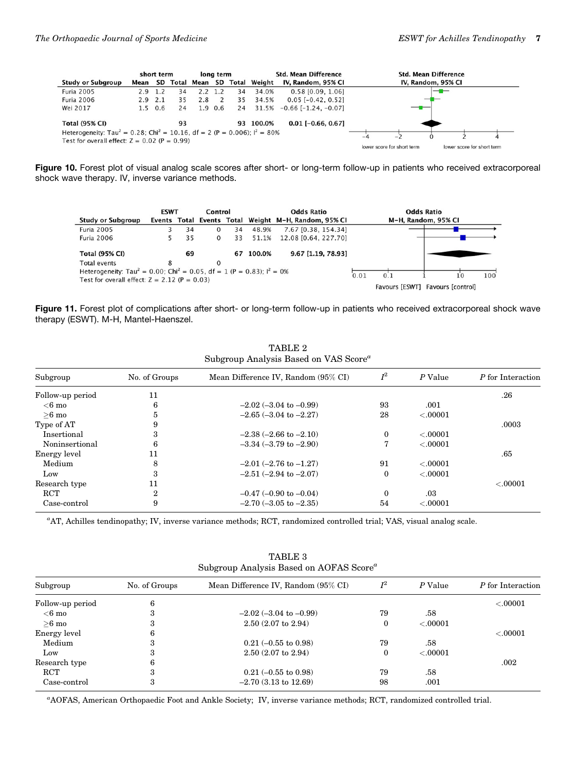| Study or Subgroup | short term Mean | SD | Total | long term Mean | SD | Total | Weight | Std. Mean Difference IV, Random, 95% CI |
|---|---|---|---|---|---|---|---|---|
| Furia 2005 | 2.9 | 1.2 | 34 | 2.2 | 1.2 | 34 | 34.0% | 0.58 [0.09, 1.06] |
| Furia 2006 | 2.9 | 2.1 | 35 | 2.8 | 2 | 35 | 34.5% | 0.05 [−0.42, 0.52] |
| Wei 2017 | 1.5 | 0.6 | 24 | 1.9 | 0.6 | 24 | 31.5% | −0.66 [−1.24, −0.07] |
| **Total (95% CI)** | | | **93** | | | **93** | **100.0%** | **0.01 [−0.66, 0.67]** |

Heterogeneity: $Tau^2 = 0.28$; $Chi^2 = 10.16$, df = 2 (P = 0.006); $I^2 = 80\%$
Test for overall effect: Z = 0.02 (P = 0.99)

**Figure 10.** Forest plot of visual analog scale scores after short- or long-term follow-up in patients who received extracorporeal shock wave therapy. IV, inverse variance methods.

| Study or Subgroup | ESWT Events | Total | Control Events | Total | Weight | Odds Ratio M-H, Random, 95% CI |
|---|---|---|---|---|---|---|
| Furia 2005 | 3 | 34 | 0 | 34 | 48.9% | 7.67 [0.38, 154.34] |
| Furia 2006 | 5 | 35 | 0 | 33 | 51.1% | 12.08 [0.64, 227.70] |
| **Total (95% CI)** | | **69** | | **67** | **100.0%** | **9.67 [1.19, 78.93]** |
| Total events | 8 | | 0 | | | |

Heterogeneity: $Tau^2 = 0.00$; $Chi^2 = 0.05$, df = 1 (P = 0.83); $I^2 = 0\%$
Test for overall effect: Z = 2.12 (P = 0.03)

**Figure 11.** Forest plot of complications after short- or long-term follow-up in patients who received extracorporeal shock wave therapy (ESWT). M-H, Mantel-Haenszel.

TABLE 2
Subgroup Analysis Based on VAS Score[a]

| Subgroup | No. of Groups | Mean Difference IV, Random (95% CI) | $I^2$ | *P* Value | *P* for Interaction |
|---|---|---|---|---|---|
| Follow-up period | 11 | | | | .26 |
| <6 mo | 6 | −2.02 (−3.04 to −0.99) | 93 | .001 | |
| ≥6 mo | 5 | −2.65 (−3.04 to −2.27) | 28 | <.00001 | |
| Type of AT | 9 | | | | .0003 |
| Insertional | 3 | −2.38 (−2.66 to −2.10) | 0 | <.00001 | |
| Noninsertional | 6 | −3.34 (−3.79 to −2.90) | 7 | <.00001 | |
| Energy level | 11 | | | | .65 |
| Medium | 8 | −2.01 (−2.76 to −1.27) | 91 | <.00001 | |
| Low | 3 | −2.51 (−2.94 to −2.07) | 0 | <.00001 | |
| Research type | 11 | | | | <.00001 |
| RCT | 2 | −0.47 (−0.90 to −0.04) | 0 | .03 | |
| Case-control | 9 | −2.70 (−3.05 to −2.35) | 54 | <.00001 | |

[a]AT, Achilles tendinopathy; IV, inverse variance methods; RCT, randomized controlled trial; VAS, visual analog scale.

TABLE 3
Subgroup Analysis Based on AOFAS Score[a]

| Subgroup | No. of Groups | Mean Difference IV, Random (95% CI) | $I^2$ | *P* Value | *P* for Interaction |
|---|---|---|---|---|---|
| Follow-up period | 6 | | | | <.00001 |
| <6 mo | 3 | −2.02 (−3.04 to −0.99) | 79 | .58 | |
| ≥6 mo | 3 | 2.50 (2.07 to 2.94) | 0 | <.00001 | |
| Energy level | 6 | | | | <.00001 |
| Medium | 3 | 0.21 (−0.55 to 0.98) | 79 | .58 | |
| Low | 3 | 2.50 (2.07 to 2.94) | 0 | <.00001 | |
| Research type | 6 | | | | .002 |
| RCT | 3 | 0.21 (−0.55 to 0.98) | 79 | .58 | |
| Case-control | 3 | −2.70 (3.13 to 12.69) | 98 | .001 | |

[a]AOFAS, American Orthopaedic Foot and Ankle Society; IV, inverse variance methods; RCT, randomized controlled trial.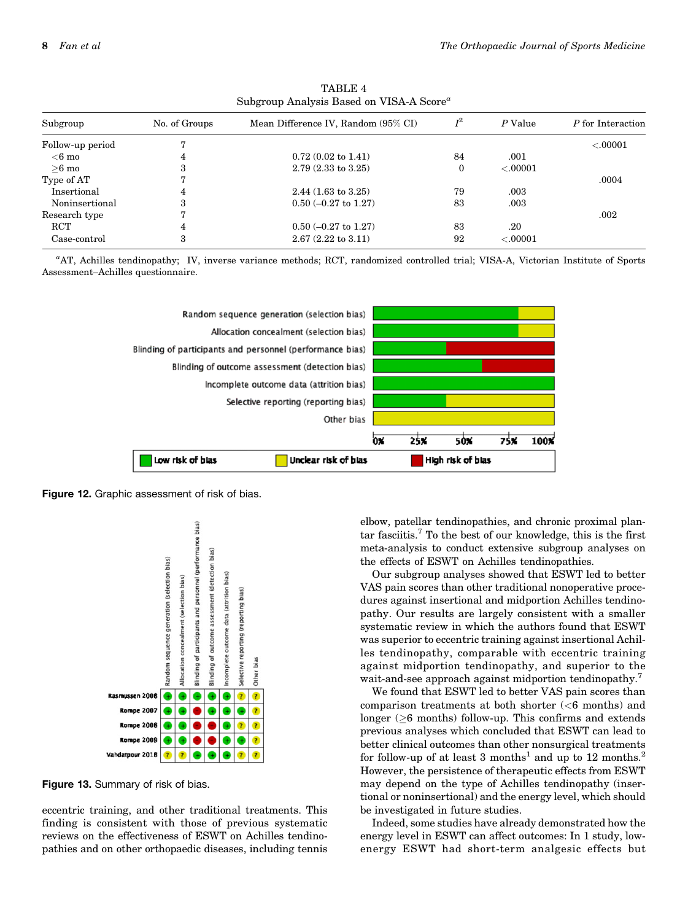TABLE 4
Subgroup Analysis Based on VISA-A Score[a]

| Subgroup | No. of Groups | Mean Difference IV, Random (95% CI) | $I^2$ | P Value | P for Interaction |
|---|---|---|---|---|---|
| Follow-up period | 7 | | | | <.00001 |
| <6 mo | 4 | 0.72 (0.02 to 1.41) | 84 | .001 | |
| ≥6 mo | 3 | 2.79 (2.33 to 3.25) | 0 | <.00001 | |
| Type of AT | 7 | | | | .0004 |
| Insertional | 4 | 2.44 (1.63 to 3.25) | 79 | .003 | |
| Noninsertional | 3 | 0.50 (–0.27 to 1.27) | 83 | .003 | |
| Research type | 7 | | | | .002 |
| RCT | 4 | 0.50 (–0.27 to 1.27) | 83 | .20 | |
| Case-control | 3 | 2.67 (2.22 to 3.11) | 92 | <.00001 | |

[a]AT, Achilles tendinopathy; IV, inverse variance methods; RCT, randomized controlled trial; VISA-A, Victorian Institute of Sports Assessment–Achilles questionnaire.

**Figure 12.** Graphic assessment of risk of bias.

**Figure 13.** Summary of risk of bias.

eccentric training, and other traditional treatments. This finding is consistent with those of previous systematic reviews on the effectiveness of ESWT on Achilles tendinopathies and on other orthopaedic diseases, including tennis elbow, patellar tendinopathies, and chronic proximal plantar fasciitis.[7] To the best of our knowledge, this is the first meta-analysis to conduct extensive subgroup analyses on the effects of ESWT on Achilles tendinopathies.

Our subgroup analyses showed that ESWT led to better VAS pain scores than other traditional nonoperative procedures against insertional and midportion Achilles tendinopathy. Our results are largely consistent with a smaller systematic review in which the authors found that ESWT was superior to eccentric training against insertional Achilles tendinopathy, comparable with eccentric training against midportion tendinopathy, and superior to the wait-and-see approach against midportion tendinopathy.[7]

We found that ESWT led to better VAS pain scores than comparison treatments at both shorter (<6 months) and longer (≥6 months) follow-up. This confirms and extends previous analyses which concluded that ESWT can lead to better clinical outcomes than other nonsurgical treatments for follow-up of at least 3 months[1] and up to 12 months.[2] However, the persistence of therapeutic effects from ESWT may depend on the type of Achilles tendinopathy (insertional or noninsertional) and the energy level, which should be investigated in future studies.

Indeed, some studies have already demonstrated how the energy level in ESWT can affect outcomes: In 1 study, low-energy ESWT had short-term analgesic effects but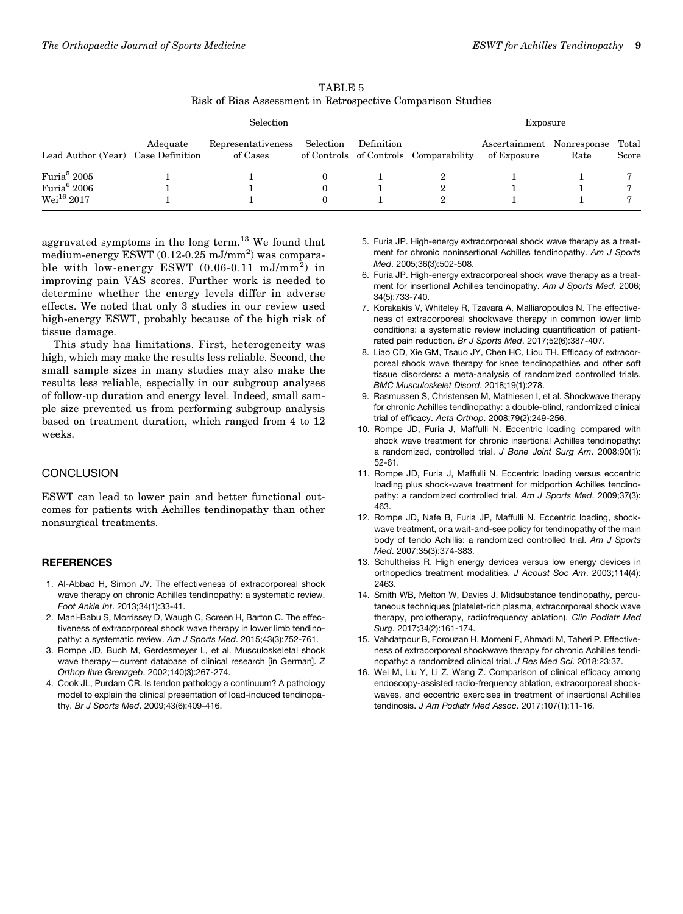TABLE 5
Risk of Bias Assessment in Retrospective Comparison Studies

| | Selection | | | | | Exposure | | |
|---|---|---|---|---|---|---|---|---|
| Lead Author (Year) | Adequate Case Definition | Representativeness of Cases | Selection of Controls | Definition of Controls | Comparability | Ascertainment of Exposure | Nonresponse Rate | Total Score |
| Furia[5] 2005 | 1 | 1 | 0 | 1 | 2 | 1 | 1 | 7 |
| Furia[6] 2006 | 1 | 1 | 0 | 1 | 2 | 1 | 1 | 7 |
| Wei[16] 2017 | 1 | 1 | 0 | 1 | 2 | 1 | 1 | 7 |

aggravated symptoms in the long term.[13] We found that medium-energy ESWT (0.12-0.25 $mJ/mm^2$) was comparable with low-energy ESWT (0.06-0.11 $mJ/mm^2$) in improving pain VAS scores. Further work is needed to determine whether the energy levels differ in adverse effects. We noted that only 3 studies in our review used high-energy ESWT, probably because of the high risk of tissue damage.

This study has limitations. First, heterogeneity was high, which may make the results less reliable. Second, the small sample sizes in many studies may also make the results less reliable, especially in our subgroup analyses of follow-up duration and energy level. Indeed, small sample size prevented us from performing subgroup analysis based on treatment duration, which ranged from 4 to 12 weeks.

## CONCLUSION

ESWT can lead to lower pain and better functional outcomes for patients with Achilles tendinopathy than other nonsurgical treatments.

## REFERENCES

1. Al-Abbad H, Simon JV. The effectiveness of extracorporeal shock wave therapy on chronic Achilles tendinopathy: a systematic review. *Foot Ankle Int*. 2013;34(1):33-41.
2. Mani-Babu S, Morrissey D, Waugh C, Screen H, Barton C. The effectiveness of extracorporeal shock wave therapy in lower limb tendinopathy: a systematic review. *Am J Sports Med*. 2015;43(3):752-761.
3. Rompe JD, Buch M, Gerdesmeyer L, et al. Musculoskeletal shock wave therapy—current database of clinical research [in German]. *Z Orthop Ihre Grenzgeb*. 2002;140(3):267-274.
4. Cook JL, Purdam CR. Is tendon pathology a continuum? A pathology model to explain the clinical presentation of load-induced tendinopathy. *Br J Sports Med*. 2009;43(6):409-416.
5. Furia JP. High-energy extracorporeal shock wave therapy as a treatment for chronic noninsertional Achilles tendinopathy. *Am J Sports Med*. 2005;36(3):502-508.
6. Furia JP. High-energy extracorporeal shock wave therapy as a treatment for insertional Achilles tendinopathy. *Am J Sports Med*. 2006; 34(5):733-740.
7. Korakakis V, Whiteley R, Tzavara A, Malliaropoulos N. The effectiveness of extracorporeal shockwave therapy in common lower limb conditions: a systematic review including quantification of patient-rated pain reduction. *Br J Sports Med*. 2017;52(6):387-407.
8. Liao CD, Xie GM, Tsauo JY, Chen HC, Liou TH. Efficacy of extracorporeal shock wave therapy for knee tendinopathies and other soft tissue disorders: a meta-analysis of randomized controlled trials. *BMC Musculoskelet Disord*. 2018;19(1):278.
9. Rasmussen S, Christensen M, Mathiesen I, et al. Shockwave therapy for chronic Achilles tendinopathy: a double-blind, randomized clinical trial of efficacy. *Acta Orthop*. 2008;79(2):249-256.
10. Rompe JD, Furia J, Maffulli N. Eccentric loading compared with shock wave treatment for chronic insertional Achilles tendinopathy: a randomized, controlled trial. *J Bone Joint Surg Am*. 2008;90(1): 52-61.
11. Rompe JD, Furia J, Maffulli N. Eccentric loading versus eccentric loading plus shock-wave treatment for midportion Achilles tendinopathy: a randomized controlled trial. *Am J Sports Med*. 2009;37(3): 463.
12. Rompe JD, Nafe B, Furia JP, Maffulli N. Eccentric loading, shock-wave treatment, or a wait-and-see policy for tendinopathy of the main body of tendo Achillis: a randomized controlled trial. *Am J Sports Med*. 2007;35(3):374-383.
13. Schultheiss R. High energy devices versus low energy devices in orthopedics treatment modalities. *J Acoust Soc Am*. 2003;114(4): 2463.
14. Smith WB, Melton W, Davies J. Midsubstance tendinopathy, percutaneous techniques (platelet-rich plasma, extracorporeal shock wave therapy, prolotherapy, radiofrequency ablation). *Clin Podiatr Med Surg*. 2017;34(2):161-174.
15. Vahdatpour B, Forouzan H, Momeni F, Ahmadi M, Taheri P. Effectiveness of extracorporeal shockwave therapy for chronic Achilles tendinopathy: a randomized clinical trial. *J Res Med Sci*. 2018;23:37.
16. Wei M, Liu Y, Li Z, Wang Z. Comparison of clinical efficacy among endoscopy-assisted radio-frequency ablation, extracorporeal shockwaves, and eccentric exercises in treatment of insertional Achilles tendinosis. *J Am Podiatr Med Assoc*. 2017;107(1):11-16.